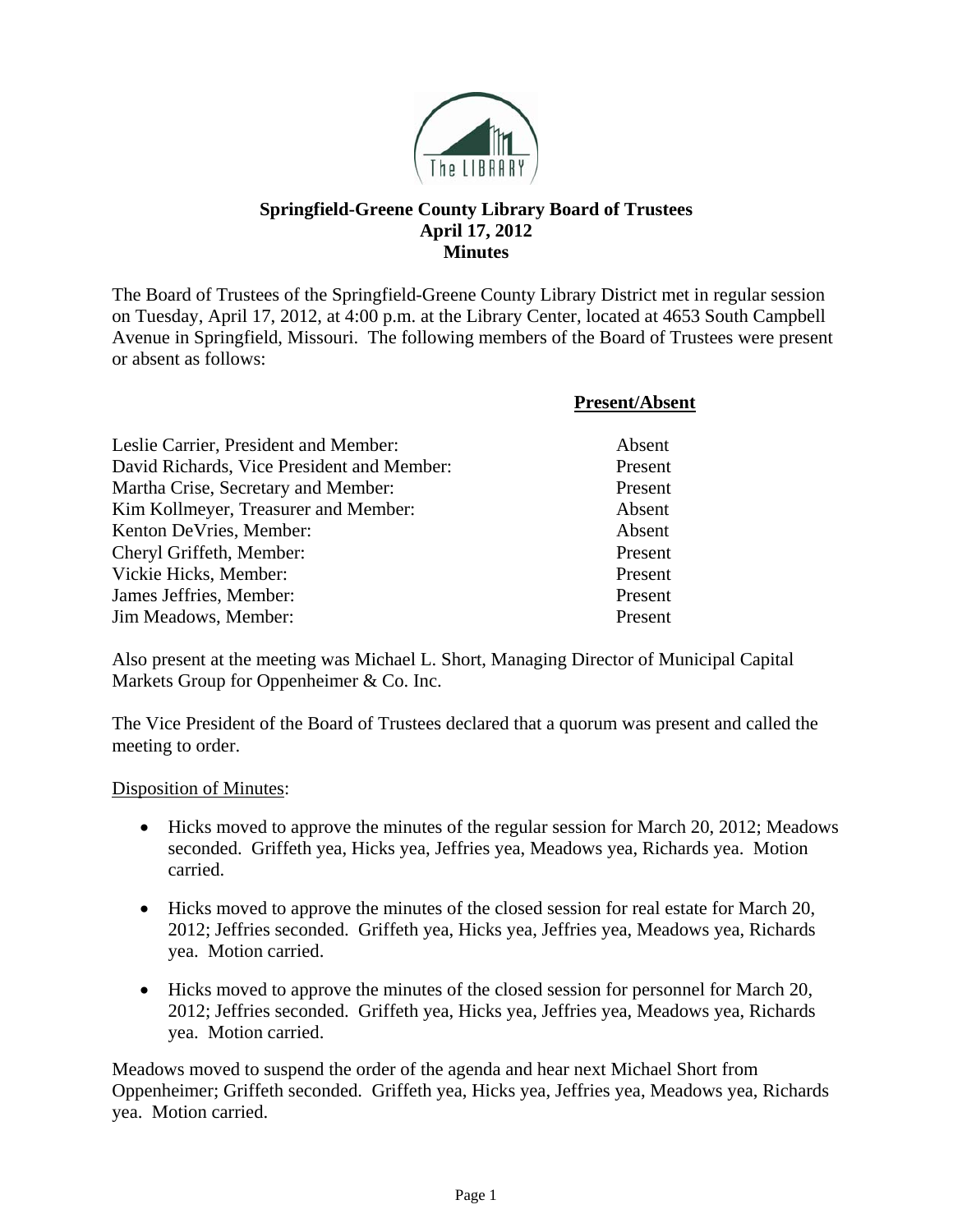# Springfield-Greene County Library Board of Trustees
## April 17, 2012
## Minutes

The Board of Trustees of the Springfield-Greene County Library District met in regular session on Tuesday, April 17, 2012, at 4:00 p.m. at the Library Center, located at 4653 South Campbell Avenue in Springfield, Missouri. The following members of the Board of Trustees were present or absent as follows:

| | **Present/Absent** |
|---|---|
| Leslie Carrier, President and Member: | Absent |
| David Richards, Vice President and Member: | Present |
| Martha Crise, Secretary and Member: | Present |
| Kim Kollmeyer, Treasurer and Member: | Absent |
| Kenton DeVries, Member: | Absent |
| Cheryl Griffeth, Member: | Present |
| Vickie Hicks, Member: | Present |
| James Jeffries, Member: | Present |
| Jim Meadows, Member: | Present |

Also present at the meeting was Michael L. Short, Managing Director of Municipal Capital Markets Group for Oppenheimer & Co. Inc.

The Vice President of the Board of Trustees declared that a quorum was present and called the meeting to order.

Disposition of Minutes:

- Hicks moved to approve the minutes of the regular session for March 20, 2012; Meadows seconded. Griffeth yea, Hicks yea, Jeffries yea, Meadows yea, Richards yea. Motion carried.
- Hicks moved to approve the minutes of the closed session for real estate for March 20, 2012; Jeffries seconded. Griffeth yea, Hicks yea, Jeffries yea, Meadows yea, Richards yea. Motion carried.
- Hicks moved to approve the minutes of the closed session for personnel for March 20, 2012; Jeffries seconded. Griffeth yea, Hicks yea, Jeffries yea, Meadows yea, Richards yea. Motion carried.

Meadows moved to suspend the order of the agenda and hear next Michael Short from Oppenheimer; Griffeth seconded. Griffeth yea, Hicks yea, Jeffries yea, Meadows yea, Richards yea. Motion carried.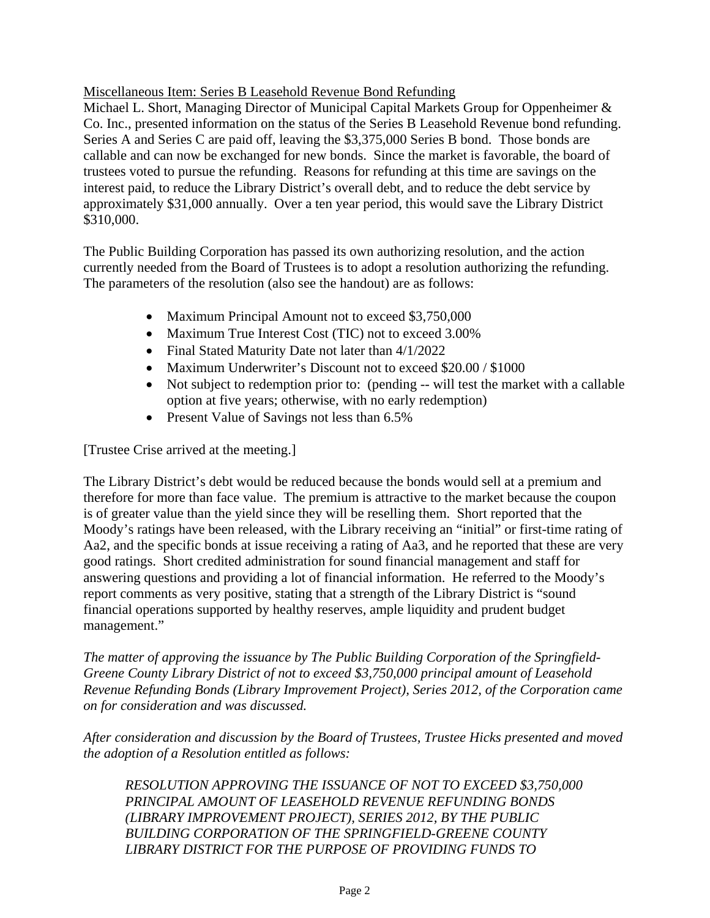<u>Miscellaneous Item: Series B Leasehold Revenue Bond Refunding</u>
Michael L. Short, Managing Director of Municipal Capital Markets Group for Oppenheimer & Co. Inc., presented information on the status of the Series B Leasehold Revenue bond refunding. Series A and Series C are paid off, leaving the $3,375,000 Series B bond. Those bonds are callable and can now be exchanged for new bonds. Since the market is favorable, the board of trustees voted to pursue the refunding. Reasons for refunding at this time are savings on the interest paid, to reduce the Library District's overall debt, and to reduce the debt service by approximately $31,000 annually. Over a ten year period, this would save the Library District $310,000.

The Public Building Corporation has passed its own authorizing resolution, and the action currently needed from the Board of Trustees is to adopt a resolution authorizing the refunding. The parameters of the resolution (also see the handout) are as follows:

- Maximum Principal Amount not to exceed $3,750,000
- Maximum True Interest Cost (TIC) not to exceed 3.00%
- Final Stated Maturity Date not later than 4/1/2022
- Maximum Underwriter's Discount not to exceed $20.00 / $1000
- Not subject to redemption prior to: (pending -- will test the market with a callable option at five years; otherwise, with no early redemption)
- Present Value of Savings not less than 6.5%

[Trustee Crise arrived at the meeting.]

The Library District's debt would be reduced because the bonds would sell at a premium and therefore for more than face value. The premium is attractive to the market because the coupon is of greater value than the yield since they will be reselling them. Short reported that the Moody's ratings have been released, with the Library receiving an "initial" or first-time rating of Aa2, and the specific bonds at issue receiving a rating of Aa3, and he reported that these are very good ratings. Short credited administration for sound financial management and staff for answering questions and providing a lot of financial information. He referred to the Moody's report comments as very positive, stating that a strength of the Library District is "sound financial operations supported by healthy reserves, ample liquidity and prudent budget management."

*The matter of approving the issuance by The Public Building Corporation of the Springfield-Greene County Library District of not to exceed $3,750,000 principal amount of Leasehold Revenue Refunding Bonds (Library Improvement Project), Series 2012, of the Corporation came on for consideration and was discussed.*

*After consideration and discussion by the Board of Trustees, Trustee Hicks presented and moved the adoption of a Resolution entitled as follows:*

> *RESOLUTION APPROVING THE ISSUANCE OF NOT TO EXCEED $3,750,000 PRINCIPAL AMOUNT OF LEASEHOLD REVENUE REFUNDING BONDS (LIBRARY IMPROVEMENT PROJECT), SERIES 2012, BY THE PUBLIC BUILDING CORPORATION OF THE SPRINGFIELD-GREENE COUNTY LIBRARY DISTRICT FOR THE PURPOSE OF PROVIDING FUNDS TO*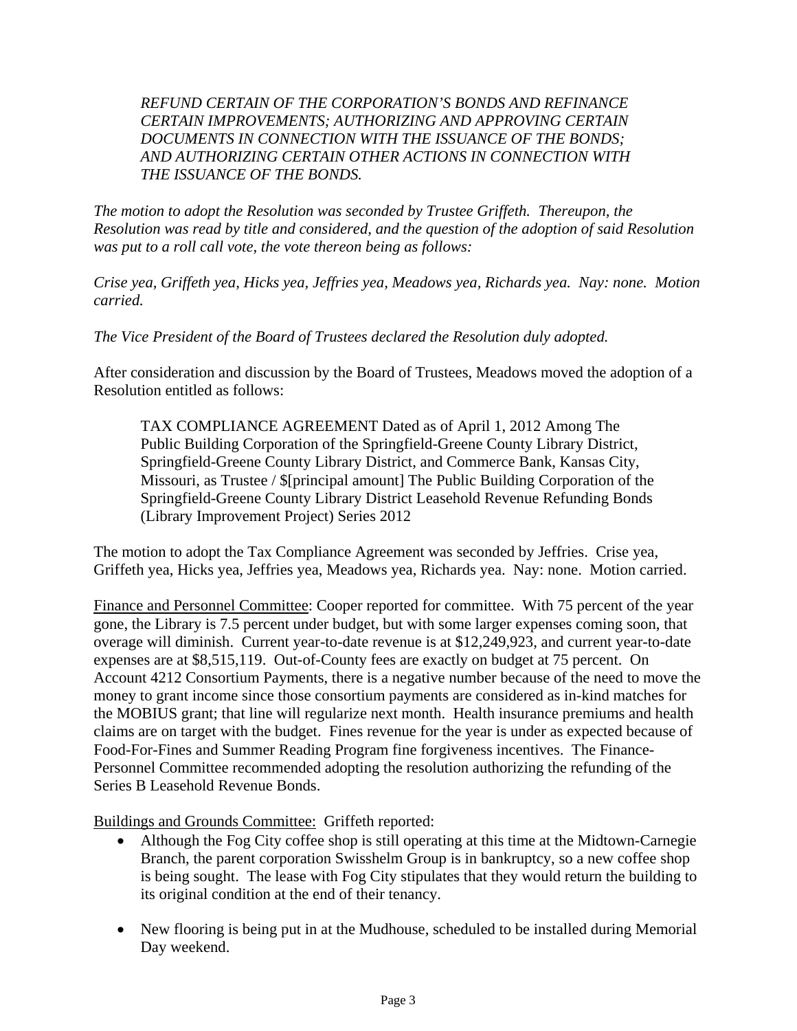*REFUND CERTAIN OF THE CORPORATION'S BONDS AND REFINANCE CERTAIN IMPROVEMENTS; AUTHORIZING AND APPROVING CERTAIN DOCUMENTS IN CONNECTION WITH THE ISSUANCE OF THE BONDS; AND AUTHORIZING CERTAIN OTHER ACTIONS IN CONNECTION WITH THE ISSUANCE OF THE BONDS.*

*The motion to adopt the Resolution was seconded by Trustee Griffeth. Thereupon, the Resolution was read by title and considered, and the question of the adoption of said Resolution was put to a roll call vote, the vote thereon being as follows:*

*Crise yea, Griffeth yea, Hicks yea, Jeffries yea, Meadows yea, Richards yea. Nay: none. Motion carried.*

*The Vice President of the Board of Trustees declared the Resolution duly adopted.*

After consideration and discussion by the Board of Trustees, Meadows moved the adoption of a Resolution entitled as follows:

> TAX COMPLIANCE AGREEMENT Dated as of April 1, 2012 Among The Public Building Corporation of the Springfield-Greene County Library District, Springfield-Greene County Library District, and Commerce Bank, Kansas City, Missouri, as Trustee / $[principal amount] The Public Building Corporation of the Springfield-Greene County Library District Leasehold Revenue Refunding Bonds (Library Improvement Project) Series 2012

The motion to adopt the Tax Compliance Agreement was seconded by Jeffries. Crise yea, Griffeth yea, Hicks yea, Jeffries yea, Meadows yea, Richards yea. Nay: none. Motion carried.

Finance and Personnel Committee: Cooper reported for committee. With 75 percent of the year gone, the Library is 7.5 percent under budget, but with some larger expenses coming soon, that overage will diminish. Current year-to-date revenue is at $12,249,923, and current year-to-date expenses are at $8,515,119. Out-of-County fees are exactly on budget at 75 percent. On Account 4212 Consortium Payments, there is a negative number because of the need to move the money to grant income since those consortium payments are considered as in-kind matches for the MOBIUS grant; that line will regularize next month. Health insurance premiums and health claims are on target with the budget. Fines revenue for the year is under as expected because of Food-For-Fines and Summer Reading Program fine forgiveness incentives. The Finance-Personnel Committee recommended adopting the resolution authorizing the refunding of the Series B Leasehold Revenue Bonds.

Buildings and Grounds Committee: Griffeth reported:

- Although the Fog City coffee shop is still operating at this time at the Midtown-Carnegie Branch, the parent corporation Swisshelm Group is in bankruptcy, so a new coffee shop is being sought. The lease with Fog City stipulates that they would return the building to its original condition at the end of their tenancy.
- New flooring is being put in at the Mudhouse, scheduled to be installed during Memorial Day weekend.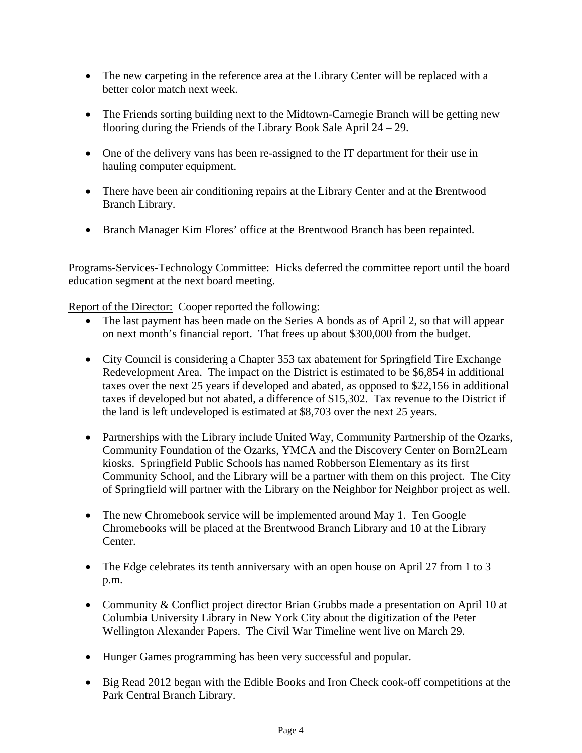- The new carpeting in the reference area at the Library Center will be replaced with a better color match next week.

- The Friends sorting building next to the Midtown-Carnegie Branch will be getting new flooring during the Friends of the Library Book Sale April 24 – 29.

- One of the delivery vans has been re-assigned to the IT department for their use in hauling computer equipment.

- There have been air conditioning repairs at the Library Center and at the Brentwood Branch Library.

- Branch Manager Kim Flores' office at the Brentwood Branch has been repainted.

<u>Programs-Services-Technology Committee:</u> Hicks deferred the committee report until the board education segment at the next board meeting.

<u>Report of the Director:</u> Cooper reported the following:

- The last payment has been made on the Series A bonds as of April 2, so that will appear on next month's financial report. That frees up about $300,000 from the budget.

- City Council is considering a Chapter 353 tax abatement for Springfield Tire Exchange Redevelopment Area. The impact on the District is estimated to be $6,854 in additional taxes over the next 25 years if developed and abated, as opposed to $22,156 in additional taxes if developed but not abated, a difference of $15,302. Tax revenue to the District if the land is left undeveloped is estimated at $8,703 over the next 25 years.

- Partnerships with the Library include United Way, Community Partnership of the Ozarks, Community Foundation of the Ozarks, YMCA and the Discovery Center on Born2Learn kiosks. Springfield Public Schools has named Robberson Elementary as its first Community School, and the Library will be a partner with them on this project. The City of Springfield will partner with the Library on the Neighbor for Neighbor project as well.

- The new Chromebook service will be implemented around May 1. Ten Google Chromebooks will be placed at the Brentwood Branch Library and 10 at the Library Center.

- The Edge celebrates its tenth anniversary with an open house on April 27 from 1 to 3 p.m.

- Community & Conflict project director Brian Grubbs made a presentation on April 10 at Columbia University Library in New York City about the digitization of the Peter Wellington Alexander Papers. The Civil War Timeline went live on March 29.

- Hunger Games programming has been very successful and popular.

- Big Read 2012 began with the Edible Books and Iron Check cook-off competitions at the Park Central Branch Library.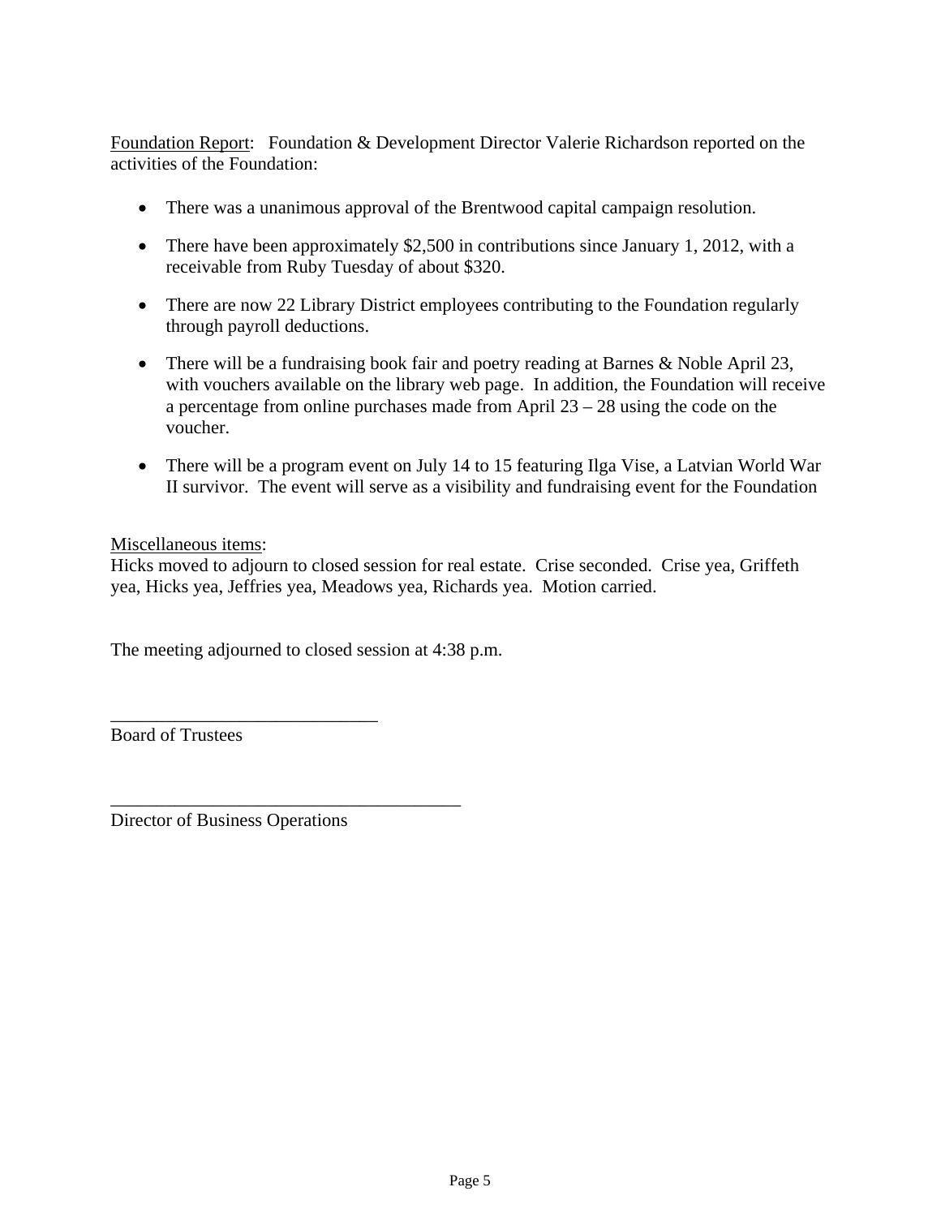Foundation Report: Foundation & Development Director Valerie Richardson reported on the activities of the Foundation:

- There was a unanimous approval of the Brentwood capital campaign resolution.
- There have been approximately $2,500 in contributions since January 1, 2012, with a receivable from Ruby Tuesday of about $320.
- There are now 22 Library District employees contributing to the Foundation regularly through payroll deductions.
- There will be a fundraising book fair and poetry reading at Barnes & Noble April 23, with vouchers available on the library web page. In addition, the Foundation will receive a percentage from online purchases made from April 23 – 28 using the code on the voucher.
- There will be a program event on July 14 to 15 featuring Ilga Vise, a Latvian World War II survivor. The event will serve as a visibility and fundraising event for the Foundation

Miscellaneous items:
Hicks moved to adjourn to closed session for real estate. Crise seconded. Crise yea, Griffeth yea, Hicks yea, Jeffries yea, Meadows yea, Richards yea. Motion carried.

The meeting adjourned to closed session at 4:38 p.m.

_____________________________
Board of Trustees

_____________________________________
Director of Business Operations